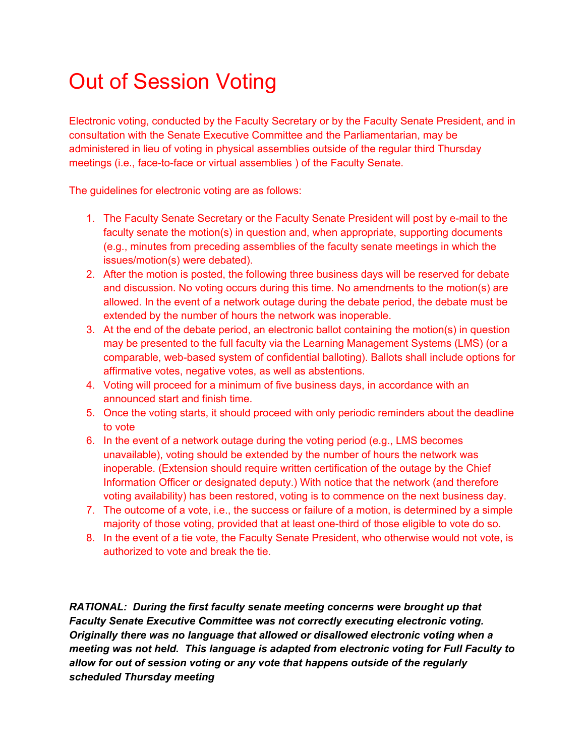# Out of Session Voting

Electronic voting, conducted by the Faculty Secretary or by the Faculty Senate President, and in consultation with the Senate Executive Committee and the Parliamentarian, may be administered in lieu of voting in physical assemblies outside of the regular third Thursday meetings (i.e., face-to-face or virtual assemblies ) of the Faculty Senate.

The guidelines for electronic voting are as follows:

1. The Faculty Senate Secretary or the Faculty Senate President will post by e-mail to the faculty senate the motion(s) in question and, when appropriate, supporting documents (e.g., minutes from preceding assemblies of the faculty senate meetings in which the issues/motion(s) were debated).
2. After the motion is posted, the following three business days will be reserved for debate and discussion. No voting occurs during this time. No amendments to the motion(s) are allowed. In the event of a network outage during the debate period, the debate must be extended by the number of hours the network was inoperable.
3. At the end of the debate period, an electronic ballot containing the motion(s) in question may be presented to the full faculty via the Learning Management Systems (LMS) (or a comparable, web-based system of confidential balloting). Ballots shall include options for affirmative votes, negative votes, as well as abstentions.
4. Voting will proceed for a minimum of five business days, in accordance with an announced start and finish time.
5. Once the voting starts, it should proceed with only periodic reminders about the deadline to vote
6. In the event of a network outage during the voting period (e.g., LMS becomes unavailable), voting should be extended by the number of hours the network was inoperable. (Extension should require written certification of the outage by the Chief Information Officer or designated deputy.) With notice that the network (and therefore voting availability) has been restored, voting is to commence on the next business day.
7. The outcome of a vote, i.e., the success or failure of a motion, is determined by a simple majority of those voting, provided that at least one-third of those eligible to vote do so.
8. In the event of a tie vote, the Faculty Senate President, who otherwise would not vote, is authorized to vote and break the tie.

***RATIONAL: During the first faculty senate meeting concerns were brought up that Faculty Senate Executive Committee was not correctly executing electronic voting. Originally there was no language that allowed or disallowed electronic voting when a meeting was not held. This language is adapted from electronic voting for Full Faculty to allow for out of session voting or any vote that happens outside of the regularly scheduled Thursday meeting***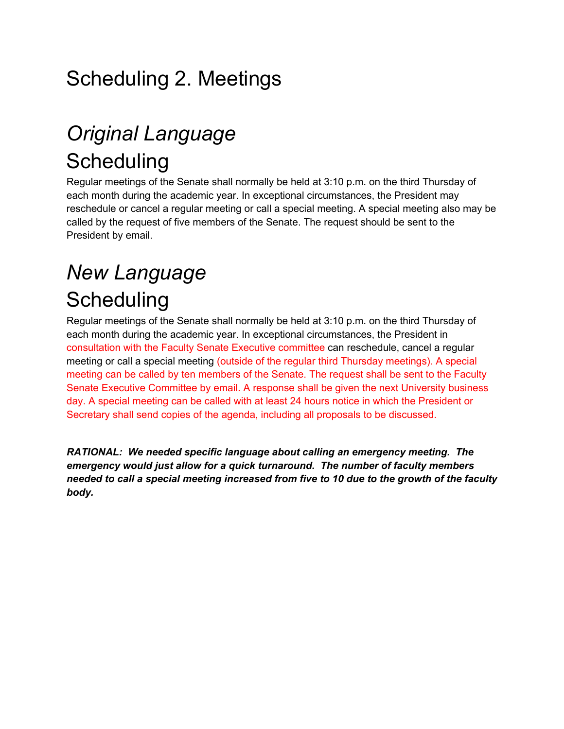# Scheduling 2. Meetings

## *Original Language*

## Scheduling

Regular meetings of the Senate shall normally be held at 3:10 p.m. on the third Thursday of each month during the academic year. In exceptional circumstances, the President may reschedule or cancel a regular meeting or call a special meeting. A special meeting also may be called by the request of five members of the Senate. The request should be sent to the President by email.

## *New Language*

## Scheduling

Regular meetings of the Senate shall normally be held at 3:10 p.m. on the third Thursday of each month during the academic year. In exceptional circumstances, the President in consultation with the Faculty Senate Executive committee can reschedule, cancel a regular meeting or call a special meeting (outside of the regular third Thursday meetings). A special meeting can be called by ten members of the Senate. The request shall be sent to the Faculty Senate Executive Committee by email. A response shall be given the next University business day. A special meeting can be called with at least 24 hours notice in which the President or Secretary shall send copies of the agenda, including all proposals to be discussed.

***RATIONAL: We needed specific language about calling an emergency meeting. The emergency would just allow for a quick turnaround. The number of faculty members needed to call a special meeting increased from five to 10 due to the growth of the faculty body.***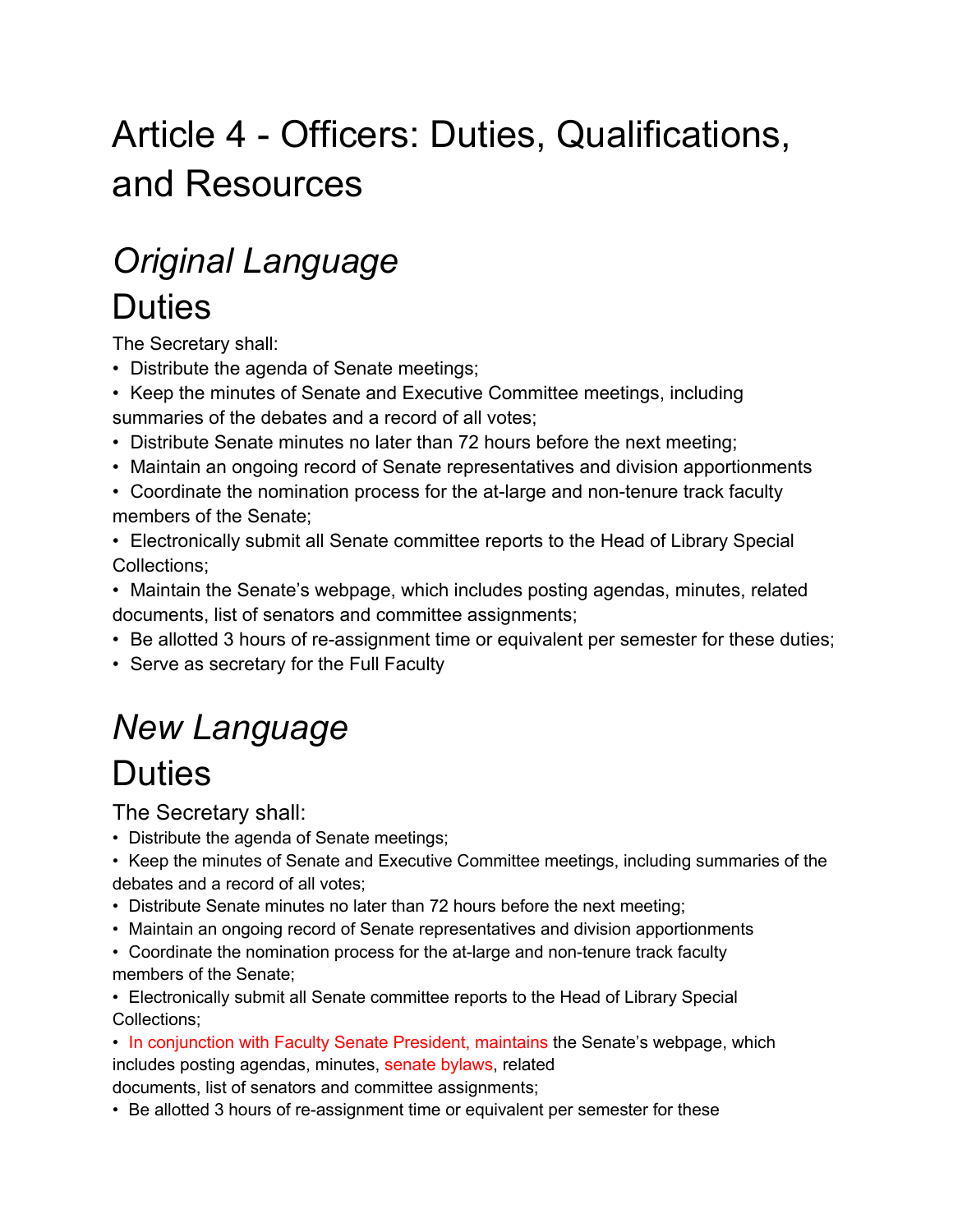# Article 4 - Officers: Duties, Qualifications, and Resources

## *Original Language*

## Duties

The Secretary shall:

- Distribute the agenda of Senate meetings;
- Keep the minutes of Senate and Executive Committee meetings, including summaries of the debates and a record of all votes;
- Distribute Senate minutes no later than 72 hours before the next meeting;
- Maintain an ongoing record of Senate representatives and division apportionments
- Coordinate the nomination process for the at-large and non-tenure track faculty members of the Senate;
- Electronically submit all Senate committee reports to the Head of Library Special Collections;
- Maintain the Senate's webpage, which includes posting agendas, minutes, related documents, list of senators and committee assignments;
- Be allotted 3 hours of re-assignment time or equivalent per semester for these duties;
- Serve as secretary for the Full Faculty

## *New Language*

## Duties

The Secretary shall:

- Distribute the agenda of Senate meetings;
- Keep the minutes of Senate and Executive Committee meetings, including summaries of the debates and a record of all votes;
- Distribute Senate minutes no later than 72 hours before the next meeting;
- Maintain an ongoing record of Senate representatives and division apportionments
- Coordinate the nomination process for the at-large and non-tenure track faculty members of the Senate;
- Electronically submit all Senate committee reports to the Head of Library Special Collections;
- In conjunction with Faculty Senate President, maintains the Senate's webpage, which includes posting agendas, minutes, senate bylaws, related documents, list of senators and committee assignments;
- Be allotted 3 hours of re-assignment time or equivalent per semester for these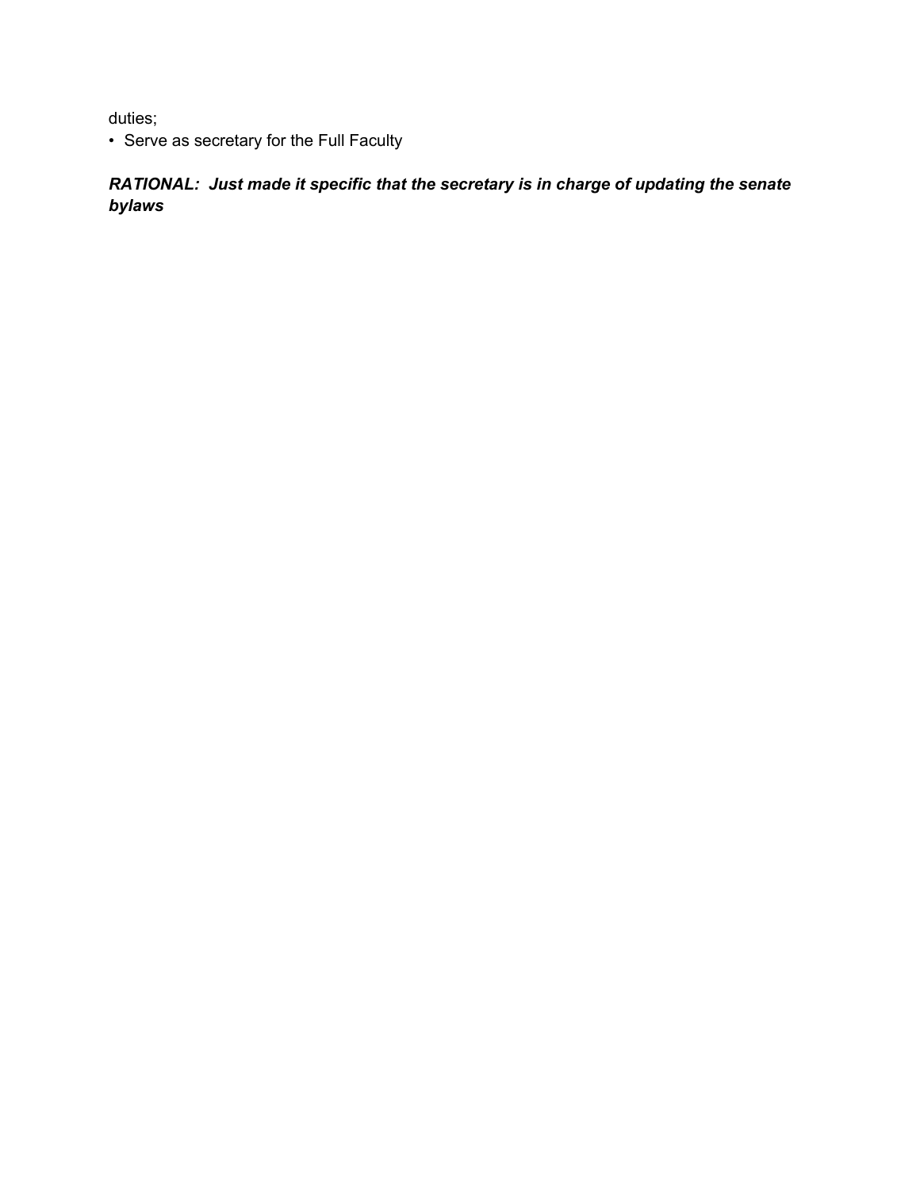duties;

• Serve as secretary for the Full Faculty

***RATIONAL: Just made it specific that the secretary is in charge of updating the senate bylaws***